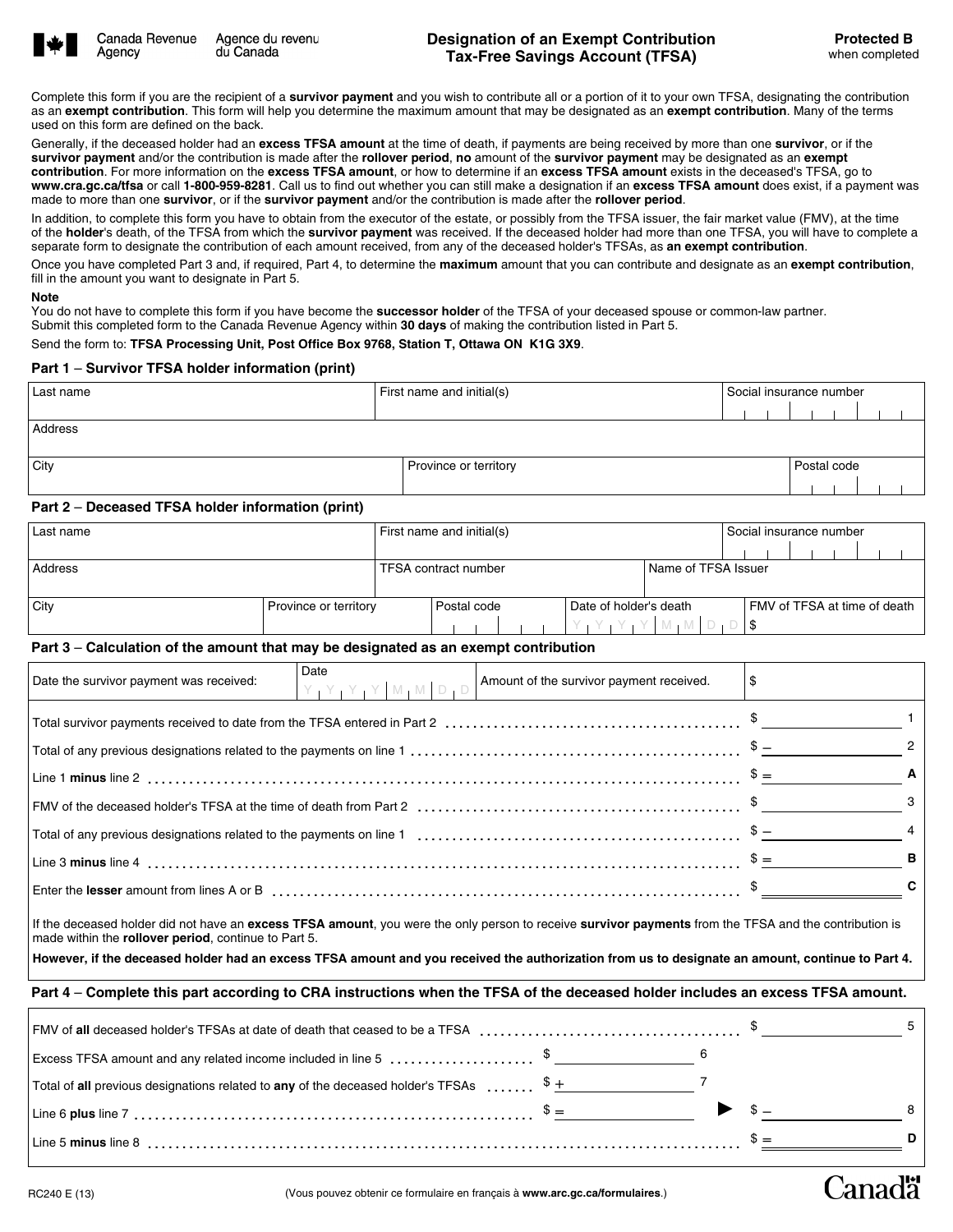Canada Revenue Agency | Agence du revenu du Canada

# Designation of an Exempt Contribution Tax-Free Savings Account (TFSA)

**Protected B** when completed

Complete this form if you are the recipient of a **survivor payment** and you wish to contribute all or a portion of it to your own TFSA, designating the contribution as an **exempt contribution**. This form will help you determine the maximum amount that may be designated as an **exempt contribution**. Many of the terms used on this form are defined on the back.

Generally, if the deceased holder had an **excess TFSA amount** at the time of death, if payments are being received by more than one **survivor**, or if the **survivor payment** and/or the contribution is made after the **rollover period**, **no** amount of the **survivor payment** may be designated as an **exempt contribution**. For more information on the **excess TFSA amount**, or how to determine if an **excess TFSA amount** exists in the deceased's TFSA, go to **www.cra.gc.ca/tfsa** or call **1-800-959-8281**. Call us to find out whether you can still make a designation if an **excess TFSA amount** does exist, if a payment was made to more than one **survivor**, or if the **survivor payment** and/or the contribution is made after the **rollover period**.

In addition, to complete this form you have to obtain from the executor of the estate, or possibly from the TFSA issuer, the fair market value (FMV), at the time of the **holder**'s death, of the TFSA from which the **survivor payment** was received. If the deceased holder had more than one TFSA, you will have to complete a separate form to designate the contribution of each amount received, from any of the deceased holder's TFSAs, as **an exempt contribution**.

Once you have completed Part 3 and, if required, Part 4, to determine the **maximum** amount that you can contribute and designate as an **exempt contribution**, fill in the amount you want to designate in Part 5.

**Note**
You do not have to complete this form if you have become the **successor holder** of the TFSA of your deceased spouse or common-law partner.
Submit this completed form to the Canada Revenue Agency within **30 days** of making the contribution listed in Part 5.

Send the form to: **TFSA Processing Unit, Post Office Box 9768, Station T, Ottawa ON K1G 3X9**.

## Part 1 – Survivor TFSA holder information (print)

| Last name | First name and initial(s) | Social insurance number |
|---|---|---|
| Address | | |
| City | Province or territory | Postal code |

## Part 2 – Deceased TFSA holder information (print)

| Last name | First name and initial(s) | | | Social insurance number |
|---|---|---|---|---|
| Address | TFSA contract number | | Name of TFSA Issuer | |
| City | Province or territory | Postal code | Date of holder's death (YYYYMMDD) | FMV of TFSA at time of death $ |

## Part 3 – Calculation of the amount that may be designated as an exempt contribution

| Date the survivor payment was received: | Date (YYYYMMDD) | Amount of the survivor payment received. | $ |
|---|---|---|---|

| Description | Amount | Line |
|---|---|---|
| Total survivor payments received to date from the TFSA entered in Part 2 | $ | 1 |
| Total of any previous designations related to the payments on line 1 | $ – | 2 |
| Line 1 **minus** line 2 | $ = | A |
| FMV of the deceased holder's TFSA at the time of death from Part 2 | $ | 3 |
| Total of any previous designations related to the payments on line 1 | $ – | 4 |
| Line 3 **minus** line 4 | $ = | B |
| Enter the **lesser** amount from lines A or B | $ | C |

If the deceased holder did not have an **excess TFSA amount**, you were the only person to receive **survivor payments** from the TFSA and the contribution is made within the **rollover period**, continue to Part 5.

**However, if the deceased holder had an excess TFSA amount and you received the authorization from us to designate an amount, continue to Part 4.**

## Part 4 – Complete this part according to CRA instructions when the TFSA of the deceased holder includes an excess TFSA amount.

| Description | | Line | Amount | Line |
|---|---|---|---|---|
| FMV of **all** deceased holder's TFSAs at date of death that ceased to be a TFSA | | | $ | 5 |
| Excess TFSA amount and any related income included in line 5 | $ | 6 | | |
| Total of **all** previous designations related to **any** of the deceased holder's TFSAs | $ + | 7 | | |
| Line 6 **plus** line 7 | $ = | ▶ | $ – | 8 |
| Line 5 **minus** line 8 | | | $ = | D |

RC240 E (13)

(Vous pouvez obtenir ce formulaire en français à **www.arc.gc.ca/formulaires**.)

Canada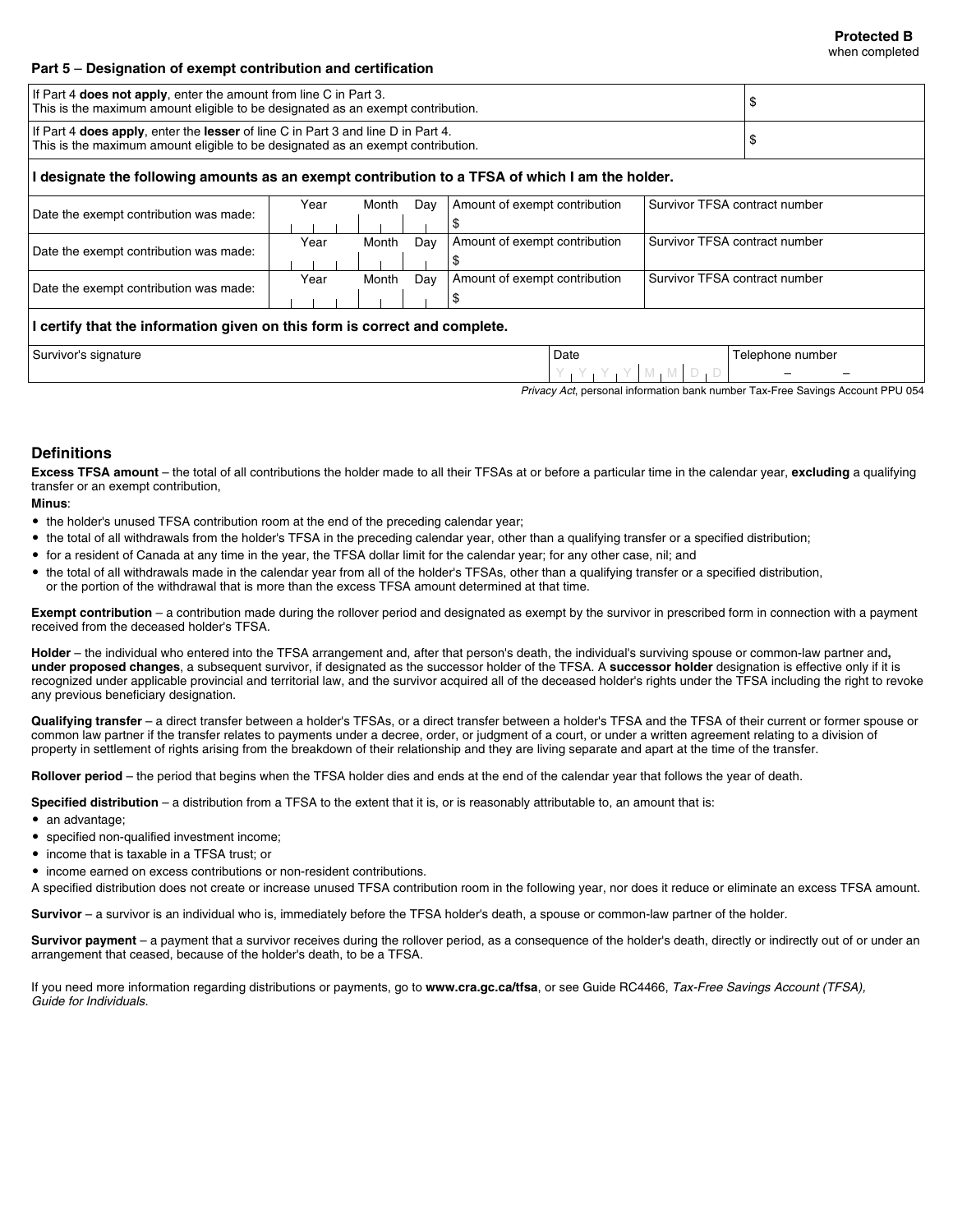**Protected B** when completed

## Part 5 – Designation of exempt contribution and certification

| | |
|---|---|
| If Part 4 **does not apply**, enter the amount from line C in Part 3. This is the maximum amount eligible to be designated as an exempt contribution. | $ |
| If Part 4 **does apply**, enter the **lesser** of line C in Part 3 and line D in Part 4. This is the maximum amount eligible to be designated as an exempt contribution. | $ |

**I designate the following amounts as an exempt contribution to a TFSA of which I am the holder.**

| | Year / Month / Day | Amount of exempt contribution | Survivor TFSA contract number |
|---|---|---|---|
| Date the exempt contribution was made: | | $ | |
| Date the exempt contribution was made: | | $ | |
| Date the exempt contribution was made: | | $ | |

**I certify that the information given on this form is correct and complete.**

| Survivor's signature | Date | Telephone number |
|---|---|---|
| | YYYYMMDD | – – |

*Privacy Act*, personal information bank number Tax-Free Savings Account PPU 054

## Definitions

**Excess TFSA amount** – the total of all contributions the holder made to all their TFSAs at or before a particular time in the calendar year, **excluding** a qualifying transfer or an exempt contribution,

**Minus**:

- the holder's unused TFSA contribution room at the end of the preceding calendar year;
- the total of all withdrawals from the holder's TFSA in the preceding calendar year, other than a qualifying transfer or a specified distribution;
- for a resident of Canada at any time in the year, the TFSA dollar limit for the calendar year; for any other case, nil; and
- the total of all withdrawals made in the calendar year from all of the holder's TFSAs, other than a qualifying transfer or a specified distribution, or the portion of the withdrawal that is more than the excess TFSA amount determined at that time.

**Exempt contribution** – a contribution made during the rollover period and designated as exempt by the survivor in prescribed form in connection with a payment received from the deceased holder's TFSA.

**Holder** – the individual who entered into the TFSA arrangement and, after that person's death, the individual's surviving spouse or common-law partner and**, under proposed changes**, a subsequent survivor, if designated as the successor holder of the TFSA. A **successor holder** designation is effective only if it is recognized under applicable provincial and territorial law, and the survivor acquired all of the deceased holder's rights under the TFSA including the right to revoke any previous beneficiary designation.

**Qualifying transfer** – a direct transfer between a holder's TFSAs, or a direct transfer between a holder's TFSA and the TFSA of their current or former spouse or common law partner if the transfer relates to payments under a decree, order, or judgment of a court, or under a written agreement relating to a division of property in settlement of rights arising from the breakdown of their relationship and they are living separate and apart at the time of the transfer.

**Rollover period** – the period that begins when the TFSA holder dies and ends at the end of the calendar year that follows the year of death.

**Specified distribution** – a distribution from a TFSA to the extent that it is, or is reasonably attributable to, an amount that is:

- an advantage;
- specified non-qualified investment income;
- income that is taxable in a TFSA trust; or
- income earned on excess contributions or non-resident contributions.

A specified distribution does not create or increase unused TFSA contribution room in the following year, nor does it reduce or eliminate an excess TFSA amount.

**Survivor** – a survivor is an individual who is, immediately before the TFSA holder's death, a spouse or common-law partner of the holder.

**Survivor payment** – a payment that a survivor receives during the rollover period, as a consequence of the holder's death, directly or indirectly out of or under an arrangement that ceased, because of the holder's death, to be a TFSA.

If you need more information regarding distributions or payments, go to **www.cra.gc.ca/tfsa**, or see Guide RC4466, *Tax-Free Savings Account (TFSA), Guide for Individuals.*